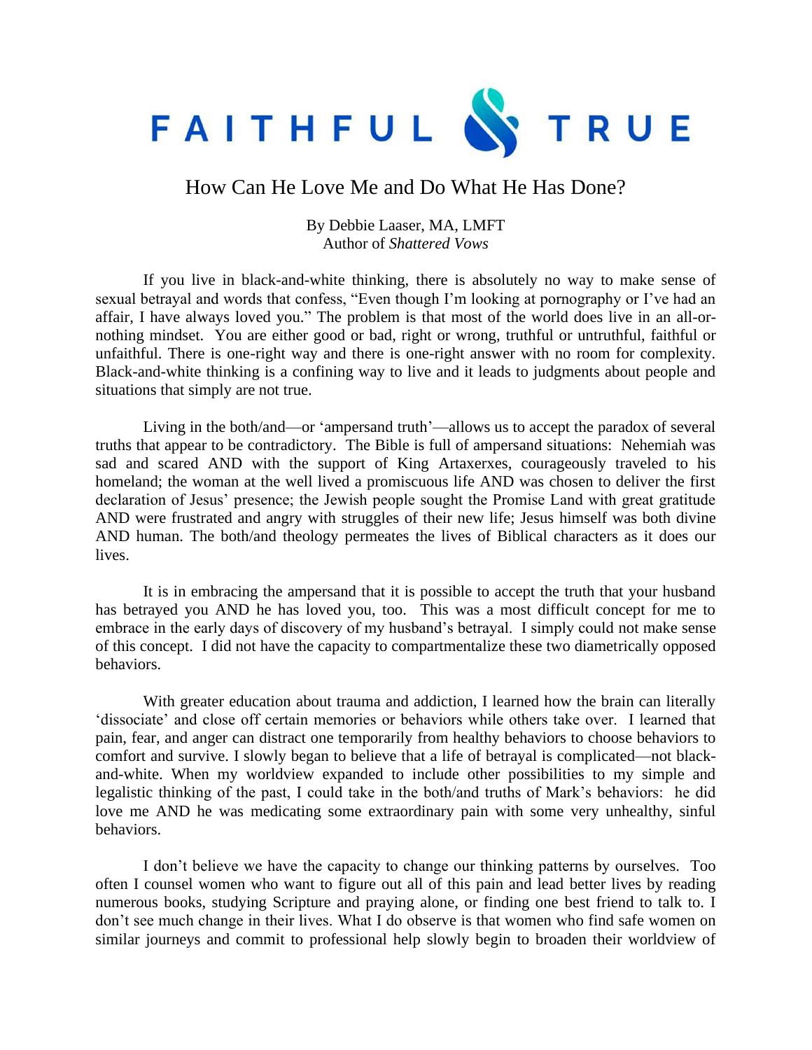# FAITHFUL & TRUE

## How Can He Love Me and Do What He Has Done?

By Debbie Laaser, MA, LMFT
Author of *Shattered Vows*

If you live in black-and-white thinking, there is absolutely no way to make sense of sexual betrayal and words that confess, "Even though I'm looking at pornography or I've had an affair, I have always loved you." The problem is that most of the world does live in an all-or-nothing mindset. You are either good or bad, right or wrong, truthful or untruthful, faithful or unfaithful. There is one-right way and there is one-right answer with no room for complexity. Black-and-white thinking is a confining way to live and it leads to judgments about people and situations that simply are not true.

Living in the both/and—or 'ampersand truth'—allows us to accept the paradox of several truths that appear to be contradictory. The Bible is full of ampersand situations: Nehemiah was sad and scared AND with the support of King Artaxerxes, courageously traveled to his homeland; the woman at the well lived a promiscuous life AND was chosen to deliver the first declaration of Jesus' presence; the Jewish people sought the Promise Land with great gratitude AND were frustrated and angry with struggles of their new life; Jesus himself was both divine AND human. The both/and theology permeates the lives of Biblical characters as it does our lives.

It is in embracing the ampersand that it is possible to accept the truth that your husband has betrayed you AND he has loved you, too. This was a most difficult concept for me to embrace in the early days of discovery of my husband's betrayal. I simply could not make sense of this concept. I did not have the capacity to compartmentalize these two diametrically opposed behaviors.

With greater education about trauma and addiction, I learned how the brain can literally 'dissociate' and close off certain memories or behaviors while others take over. I learned that pain, fear, and anger can distract one temporarily from healthy behaviors to choose behaviors to comfort and survive. I slowly began to believe that a life of betrayal is complicated—not black-and-white. When my worldview expanded to include other possibilities to my simple and legalistic thinking of the past, I could take in the both/and truths of Mark's behaviors: he did love me AND he was medicating some extraordinary pain with some very unhealthy, sinful behaviors.

I don't believe we have the capacity to change our thinking patterns by ourselves. Too often I counsel women who want to figure out all of this pain and lead better lives by reading numerous books, studying Scripture and praying alone, or finding one best friend to talk to. I don't see much change in their lives. What I do observe is that women who find safe women on similar journeys and commit to professional help slowly begin to broaden their worldview of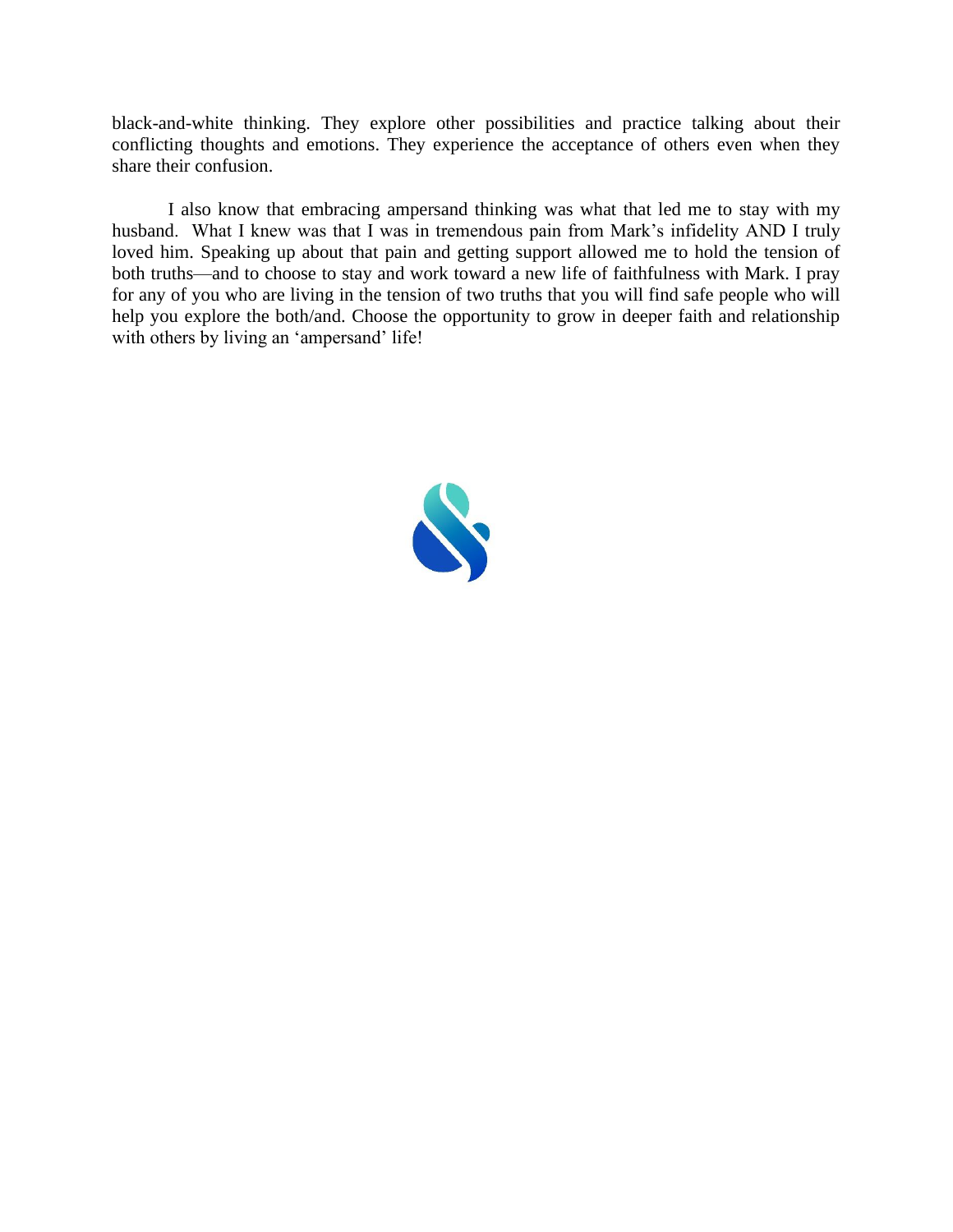black-and-white thinking. They explore other possibilities and practice talking about their conflicting thoughts and emotions. They experience the acceptance of others even when they share their confusion.

I also know that embracing ampersand thinking was what that led me to stay with my husband. What I knew was that I was in tremendous pain from Mark's infidelity AND I truly loved him. Speaking up about that pain and getting support allowed me to hold the tension of both truths—and to choose to stay and work toward a new life of faithfulness with Mark. I pray for any of you who are living in the tension of two truths that you will find safe people who will help you explore the both/and. Choose the opportunity to grow in deeper faith and relationship with others by living an 'ampersand' life!